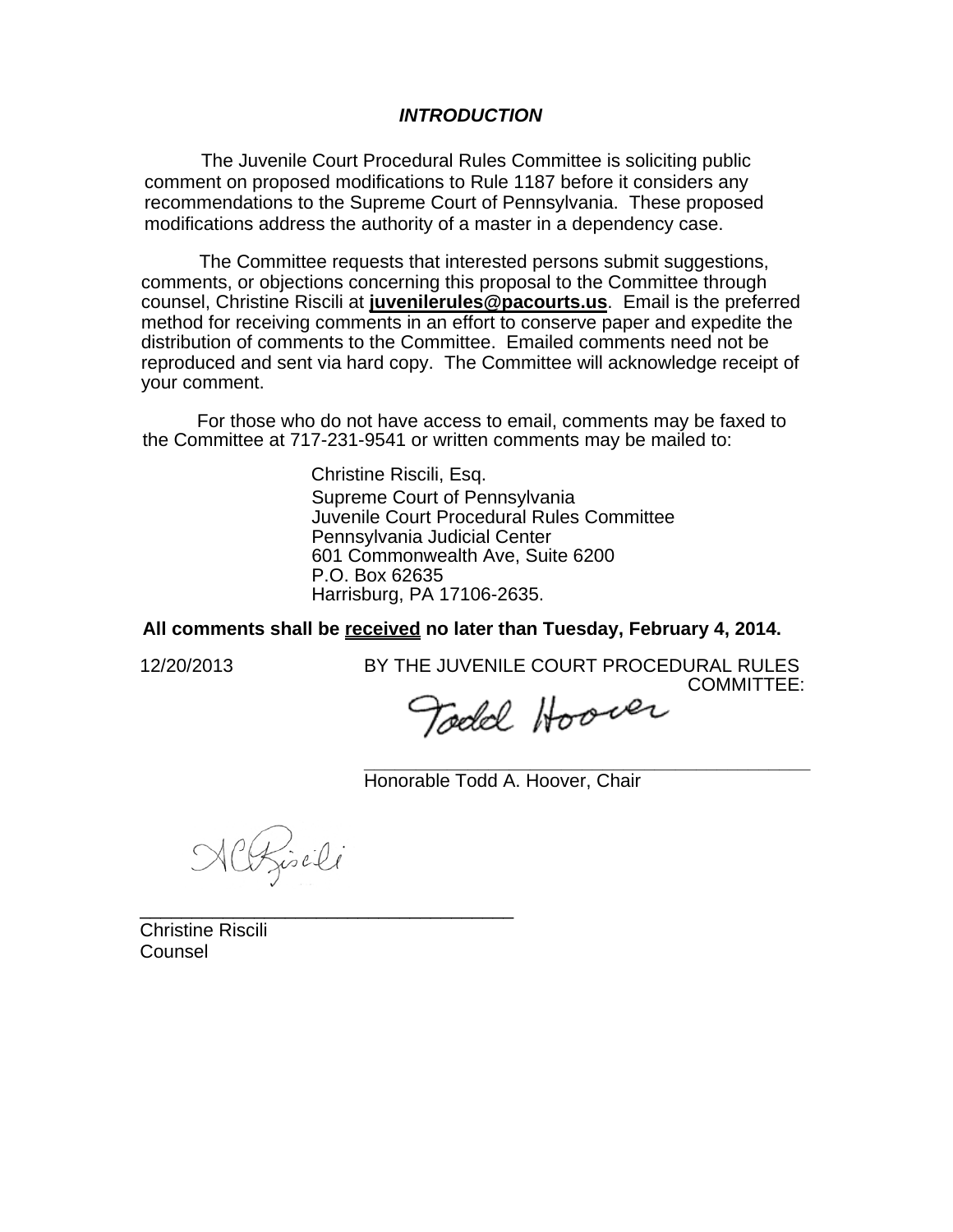## ***INTRODUCTION***

The Juvenile Court Procedural Rules Committee is soliciting public comment on proposed modifications to Rule 1187 before it considers any recommendations to the Supreme Court of Pennsylvania. These proposed modifications address the authority of a master in a dependency case.

The Committee requests that interested persons submit suggestions, comments, or objections concerning this proposal to the Committee through counsel, Christine Riscili at **juvenilerules@pacourts.us**. Email is the preferred method for receiving comments in an effort to conserve paper and expedite the distribution of comments to the Committee. Emailed comments need not be reproduced and sent via hard copy. The Committee will acknowledge receipt of your comment.

For those who do not have access to email, comments may be faxed to the Committee at 717-231-9541 or written comments may be mailed to:

Christine Riscili, Esq.
Supreme Court of Pennsylvania
Juvenile Court Procedural Rules Committee
Pennsylvania Judicial Center
601 Commonwealth Ave, Suite 6200
P.O. Box 62635
Harrisburg, PA 17106-2635.

**All comments shall be received no later than Tuesday, February 4, 2014.**

12/20/2013

BY THE JUVENILE COURT PROCEDURAL RULES COMMITTEE:

Todd Hoover

\_\_\_\_\_\_\_\_\_\_\_\_\_\_\_\_\_\_\_\_\_\_\_\_\_\_\_\_\_\_\_\_\_\_\_\_\_\_\_\_
Honorable Todd A. Hoover, Chair

\_\_\_\_\_\_\_\_\_\_\_\_\_\_\_\_\_\_\_\_\_\_\_\_\_\_\_\_\_\_\_\_\_\_\_
Christine Riscili
Counsel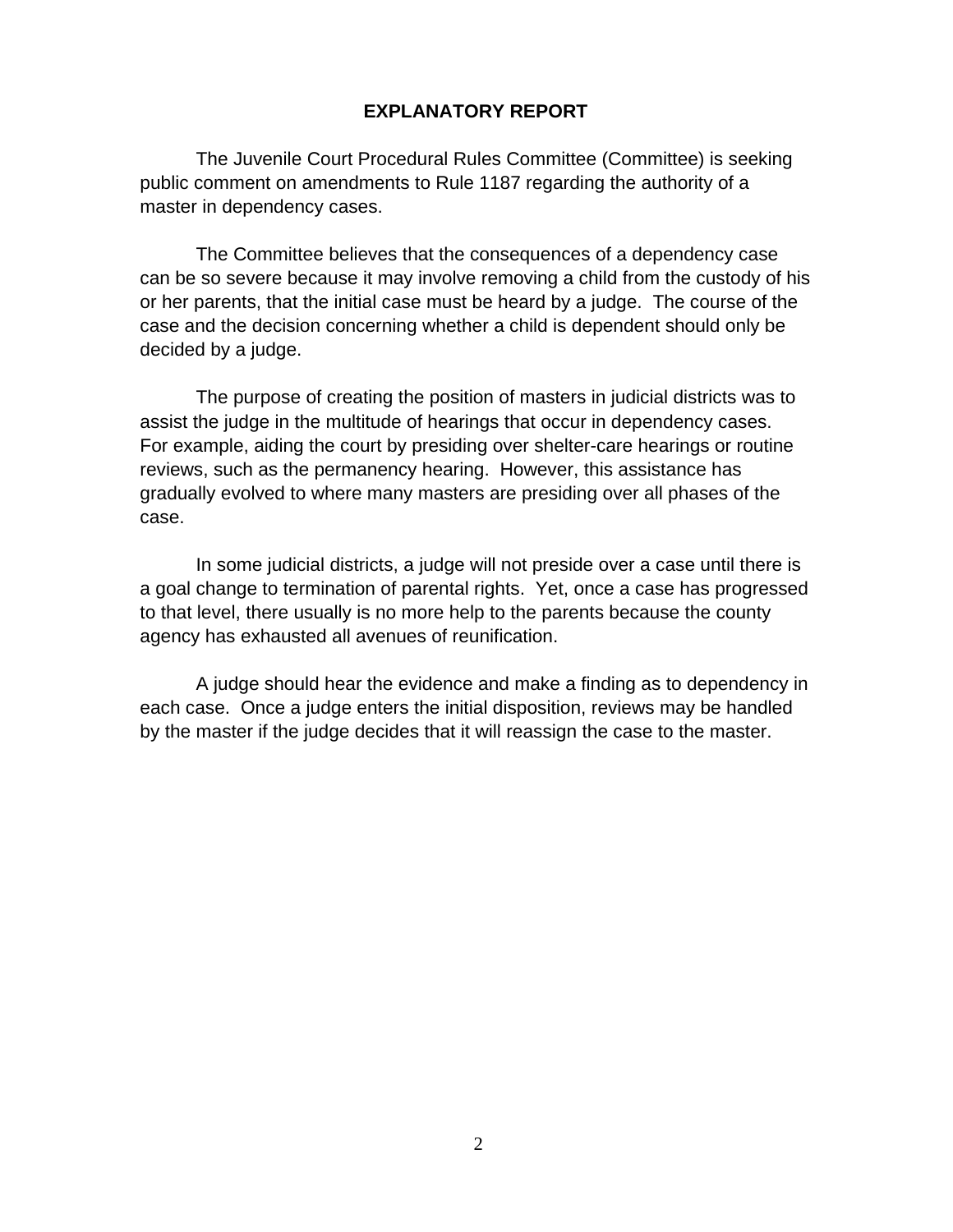## EXPLANATORY REPORT

The Juvenile Court Procedural Rules Committee (Committee) is seeking public comment on amendments to Rule 1187 regarding the authority of a master in dependency cases.

The Committee believes that the consequences of a dependency case can be so severe because it may involve removing a child from the custody of his or her parents, that the initial case must be heard by a judge. The course of the case and the decision concerning whether a child is dependent should only be decided by a judge.

The purpose of creating the position of masters in judicial districts was to assist the judge in the multitude of hearings that occur in dependency cases. For example, aiding the court by presiding over shelter-care hearings or routine reviews, such as the permanency hearing. However, this assistance has gradually evolved to where many masters are presiding over all phases of the case.

In some judicial districts, a judge will not preside over a case until there is a goal change to termination of parental rights. Yet, once a case has progressed to that level, there usually is no more help to the parents because the county agency has exhausted all avenues of reunification.

A judge should hear the evidence and make a finding as to dependency in each case. Once a judge enters the initial disposition, reviews may be handled by the master if the judge decides that it will reassign the case to the master.